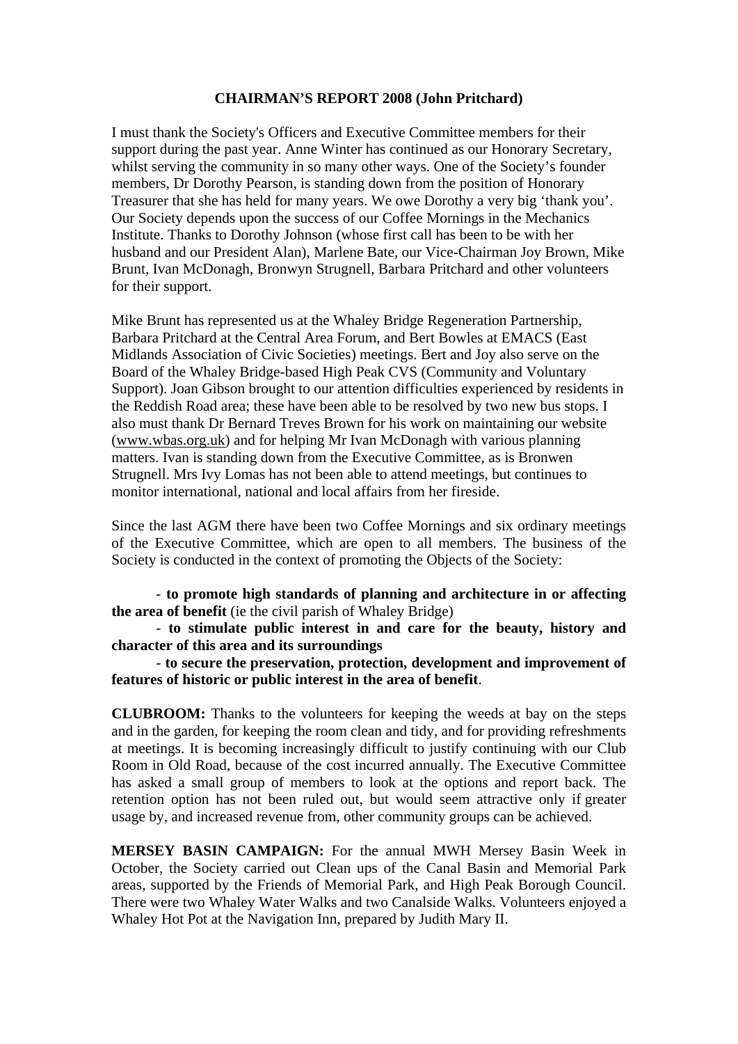# CHAIRMAN'S REPORT 2008 (John Pritchard)

I must thank the Society's Officers and Executive Committee members for their support during the past year. Anne Winter has continued as our Honorary Secretary, whilst serving the community in so many other ways. One of the Society's founder members, Dr Dorothy Pearson, is standing down from the position of Honorary Treasurer that she has held for many years. We owe Dorothy a very big 'thank you'. Our Society depends upon the success of our Coffee Mornings in the Mechanics Institute. Thanks to Dorothy Johnson (whose first call has been to be with her husband and our President Alan), Marlene Bate, our Vice-Chairman Joy Brown, Mike Brunt, Ivan McDonagh, Bronwyn Strugnell, Barbara Pritchard and other volunteers for their support.

Mike Brunt has represented us at the Whaley Bridge Regeneration Partnership, Barbara Pritchard at the Central Area Forum, and Bert Bowles at EMACS (East Midlands Association of Civic Societies) meetings. Bert and Joy also serve on the Board of the Whaley Bridge-based High Peak CVS (Community and Voluntary Support). Joan Gibson brought to our attention difficulties experienced by residents in the Reddish Road area; these have been able to be resolved by two new bus stops. I also must thank Dr Bernard Treves Brown for his work on maintaining our website (www.wbas.org.uk) and for helping Mr Ivan McDonagh with various planning matters. Ivan is standing down from the Executive Committee, as is Bronwen Strugnell. Mrs Ivy Lomas has not been able to attend meetings, but continues to monitor international, national and local affairs from her fireside.

Since the last AGM there have been two Coffee Mornings and six ordinary meetings of the Executive Committee, which are open to all members. The business of the Society is conducted in the context of promoting the Objects of the Society:

- **to promote high standards of planning and architecture in or affecting the area of benefit** (ie the civil parish of Whaley Bridge)
- **to stimulate public interest in and care for the beauty, history and character of this area and its surroundings**
- **to secure the preservation, protection, development and improvement of features of historic or public interest in the area of benefit**.

**CLUBROOM:** Thanks to the volunteers for keeping the weeds at bay on the steps and in the garden, for keeping the room clean and tidy, and for providing refreshments at meetings. It is becoming increasingly difficult to justify continuing with our Club Room in Old Road, because of the cost incurred annually. The Executive Committee has asked a small group of members to look at the options and report back. The retention option has not been ruled out, but would seem attractive only if greater usage by, and increased revenue from, other community groups can be achieved.

**MERSEY BASIN CAMPAIGN:** For the annual MWH Mersey Basin Week in October, the Society carried out Clean ups of the Canal Basin and Memorial Park areas, supported by the Friends of Memorial Park, and High Peak Borough Council. There were two Whaley Water Walks and two Canalside Walks. Volunteers enjoyed a Whaley Hot Pot at the Navigation Inn, prepared by Judith Mary II.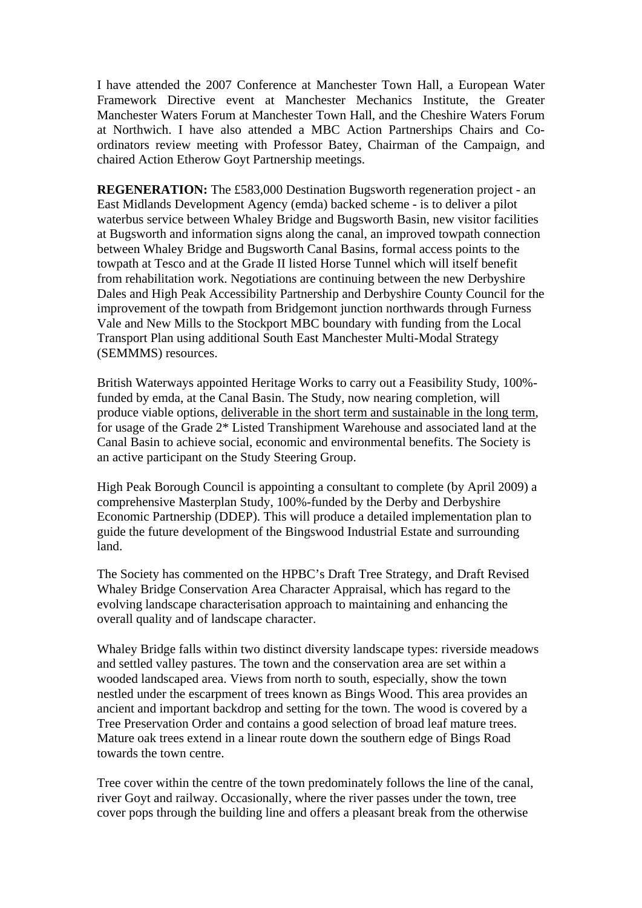I have attended the 2007 Conference at Manchester Town Hall, a European Water Framework Directive event at Manchester Mechanics Institute, the Greater Manchester Waters Forum at Manchester Town Hall, and the Cheshire Waters Forum at Northwich. I have also attended a MBC Action Partnerships Chairs and Co-ordinators review meeting with Professor Batey, Chairman of the Campaign, and chaired Action Etherow Goyt Partnership meetings.

**REGENERATION:** The £583,000 Destination Bugsworth regeneration project - an East Midlands Development Agency (emda) backed scheme - is to deliver a pilot waterbus service between Whaley Bridge and Bugsworth Basin, new visitor facilities at Bugsworth and information signs along the canal, an improved towpath connection between Whaley Bridge and Bugsworth Canal Basins, formal access points to the towpath at Tesco and at the Grade II listed Horse Tunnel which will itself benefit from rehabilitation work. Negotiations are continuing between the new Derbyshire Dales and High Peak Accessibility Partnership and Derbyshire County Council for the improvement of the towpath from Bridgemont junction northwards through Furness Vale and New Mills to the Stockport MBC boundary with funding from the Local Transport Plan using additional South East Manchester Multi-Modal Strategy (SEMMMS) resources.

British Waterways appointed Heritage Works to carry out a Feasibility Study, 100%-funded by emda, at the Canal Basin. The Study, now nearing completion, will produce viable options, <u>deliverable in the short term and sustainable in the long term</u>, for usage of the Grade 2* Listed Transhipment Warehouse and associated land at the Canal Basin to achieve social, economic and environmental benefits. The Society is an active participant on the Study Steering Group.

High Peak Borough Council is appointing a consultant to complete (by April 2009) a comprehensive Masterplan Study, 100%-funded by the Derby and Derbyshire Economic Partnership (DDEP). This will produce a detailed implementation plan to guide the future development of the Bingswood Industrial Estate and surrounding land.

The Society has commented on the HPBC's Draft Tree Strategy, and Draft Revised Whaley Bridge Conservation Area Character Appraisal, which has regard to the evolving landscape characterisation approach to maintaining and enhancing the overall quality and of landscape character.

Whaley Bridge falls within two distinct diversity landscape types: riverside meadows and settled valley pastures. The town and the conservation area are set within a wooded landscaped area. Views from north to south, especially, show the town nestled under the escarpment of trees known as Bings Wood. This area provides an ancient and important backdrop and setting for the town. The wood is covered by a Tree Preservation Order and contains a good selection of broad leaf mature trees. Mature oak trees extend in a linear route down the southern edge of Bings Road towards the town centre.

Tree cover within the centre of the town predominately follows the line of the canal, river Goyt and railway. Occasionally, where the river passes under the town, tree cover pops through the building line and offers a pleasant break from the otherwise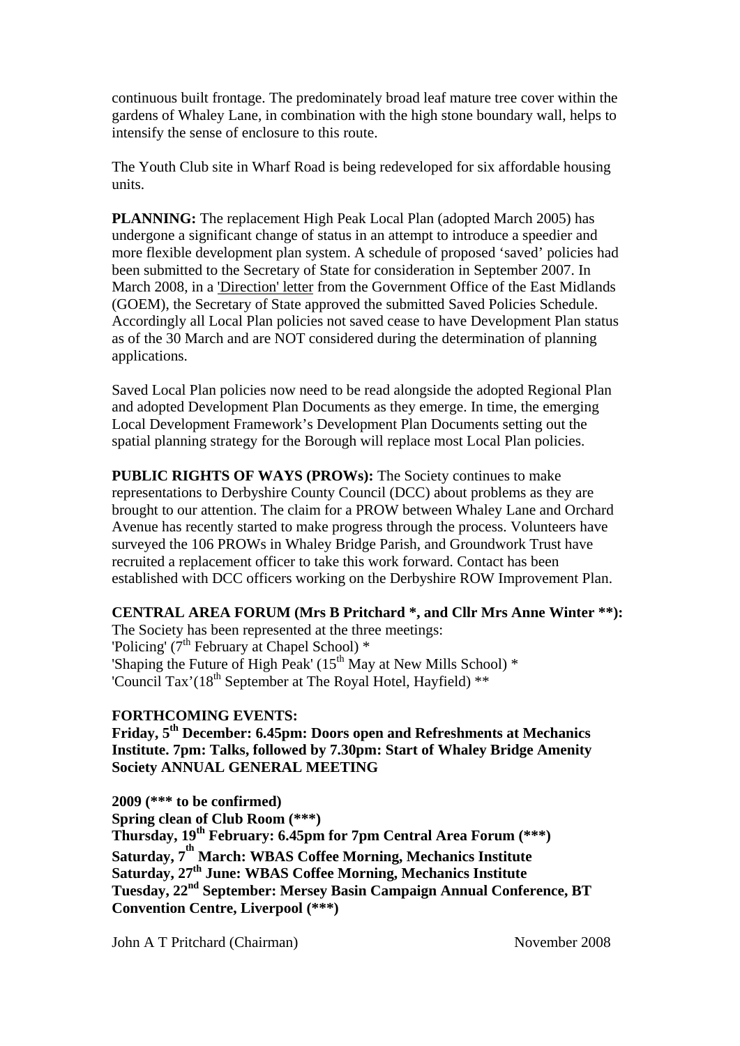continuous built frontage. The predominately broad leaf mature tree cover within the gardens of Whaley Lane, in combination with the high stone boundary wall, helps to intensify the sense of enclosure to this route.

The Youth Club site in Wharf Road is being redeveloped for six affordable housing units.

**PLANNING:** The replacement High Peak Local Plan (adopted March 2005) has undergone a significant change of status in an attempt to introduce a speedier and more flexible development plan system. A schedule of proposed 'saved' policies had been submitted to the Secretary of State for consideration in September 2007. In March 2008, in a 'Direction' letter from the Government Office of the East Midlands (GOEM), the Secretary of State approved the submitted Saved Policies Schedule. Accordingly all Local Plan policies not saved cease to have Development Plan status as of the 30 March and are NOT considered during the determination of planning applications.

Saved Local Plan policies now need to be read alongside the adopted Regional Plan and adopted Development Plan Documents as they emerge. In time, the emerging Local Development Framework's Development Plan Documents setting out the spatial planning strategy for the Borough will replace most Local Plan policies.

**PUBLIC RIGHTS OF WAYS (PROWs):** The Society continues to make representations to Derbyshire County Council (DCC) about problems as they are brought to our attention. The claim for a PROW between Whaley Lane and Orchard Avenue has recently started to make progress through the process. Volunteers have surveyed the 106 PROWs in Whaley Bridge Parish, and Groundwork Trust have recruited a replacement officer to take this work forward. Contact has been established with DCC officers working on the Derbyshire ROW Improvement Plan.

**CENTRAL AREA FORUM (Mrs B Pritchard *, and Cllr Mrs Anne Winter **):**
The Society has been represented at the three meetings:
'Policing' (7th February at Chapel School) *
'Shaping the Future of High Peak' (15th May at New Mills School) *
'Council Tax'(18th September at The Royal Hotel, Hayfield) **

**FORTHCOMING EVENTS:**
**Friday, 5th December: 6.45pm: Doors open and Refreshments at Mechanics Institute. 7pm: Talks, followed by 7.30pm: Start of Whaley Bridge Amenity Society ANNUAL GENERAL MEETING**

**2009 (*** to be confirmed)**
**Spring clean of Club Room (***)**
**Thursday, 19th February: 6.45pm for 7pm Central Area Forum (***)**
**Saturday, 7th March: WBAS Coffee Morning, Mechanics Institute**
**Saturday, 27th June: WBAS Coffee Morning, Mechanics Institute**
**Tuesday, 22nd September: Mersey Basin Campaign Annual Conference, BT Convention Centre, Liverpool (***)**

John A T Pritchard (Chairman) November 2008